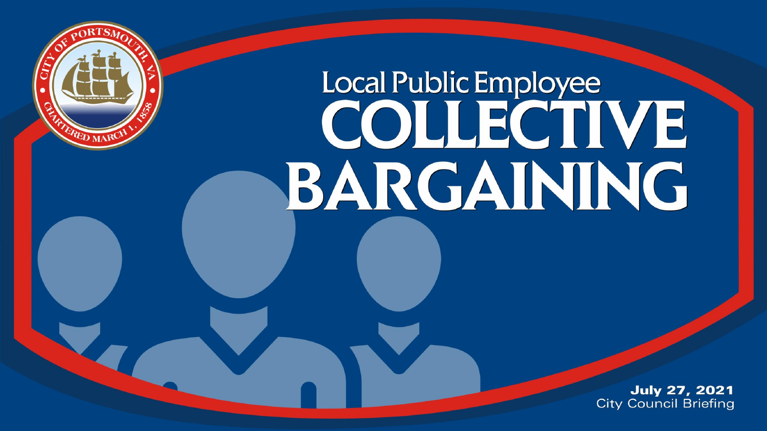# Local Public Employee COLLECTIVE BARGAINING

**July 27, 2021**
City Council Briefing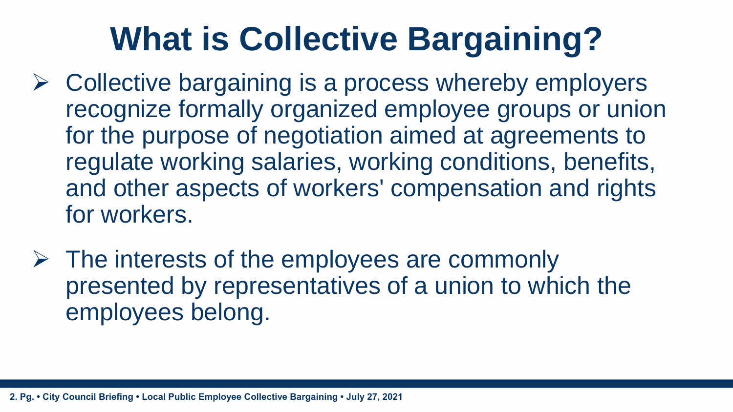# What is Collective Bargaining?

- Collective bargaining is a process whereby employers recognize formally organized employee groups or union for the purpose of negotiation aimed at agreements to regulate working salaries, working conditions, benefits, and other aspects of workers' compensation and rights for workers.

- The interests of the employees are commonly presented by representatives of a union to which the employees belong.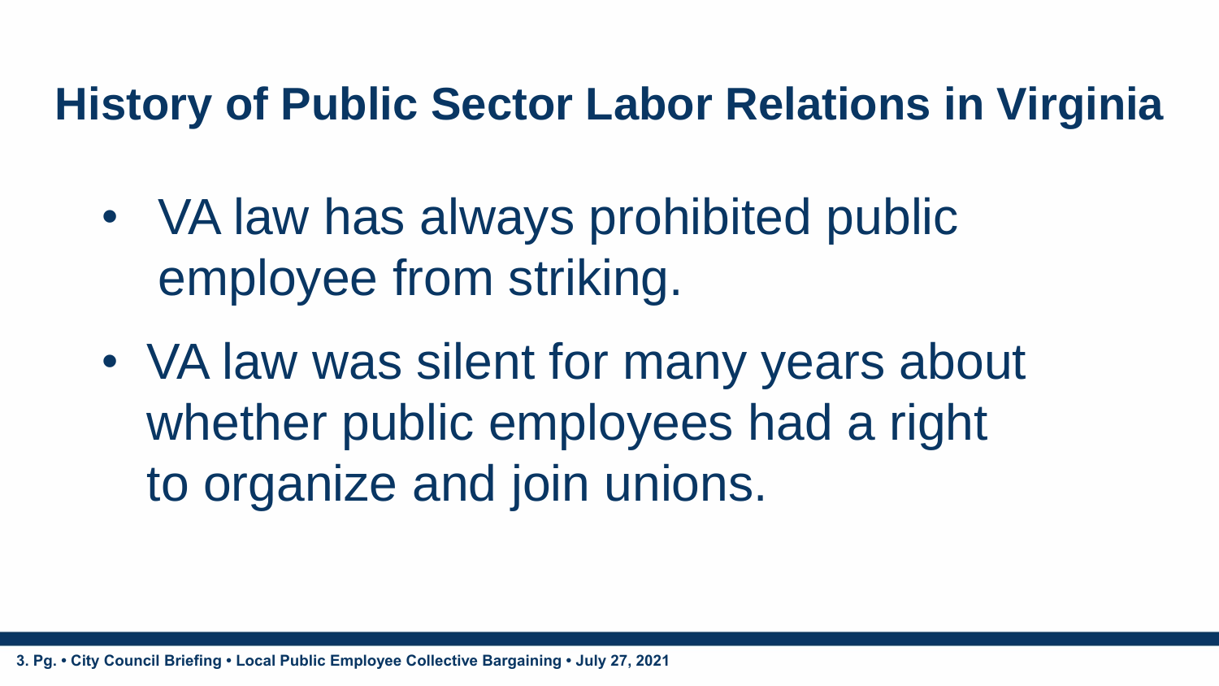# History of Public Sector Labor Relations in Virginia

- VA law has always prohibited public employee from striking.
- VA law was silent for many years about whether public employees had a right to organize and join unions.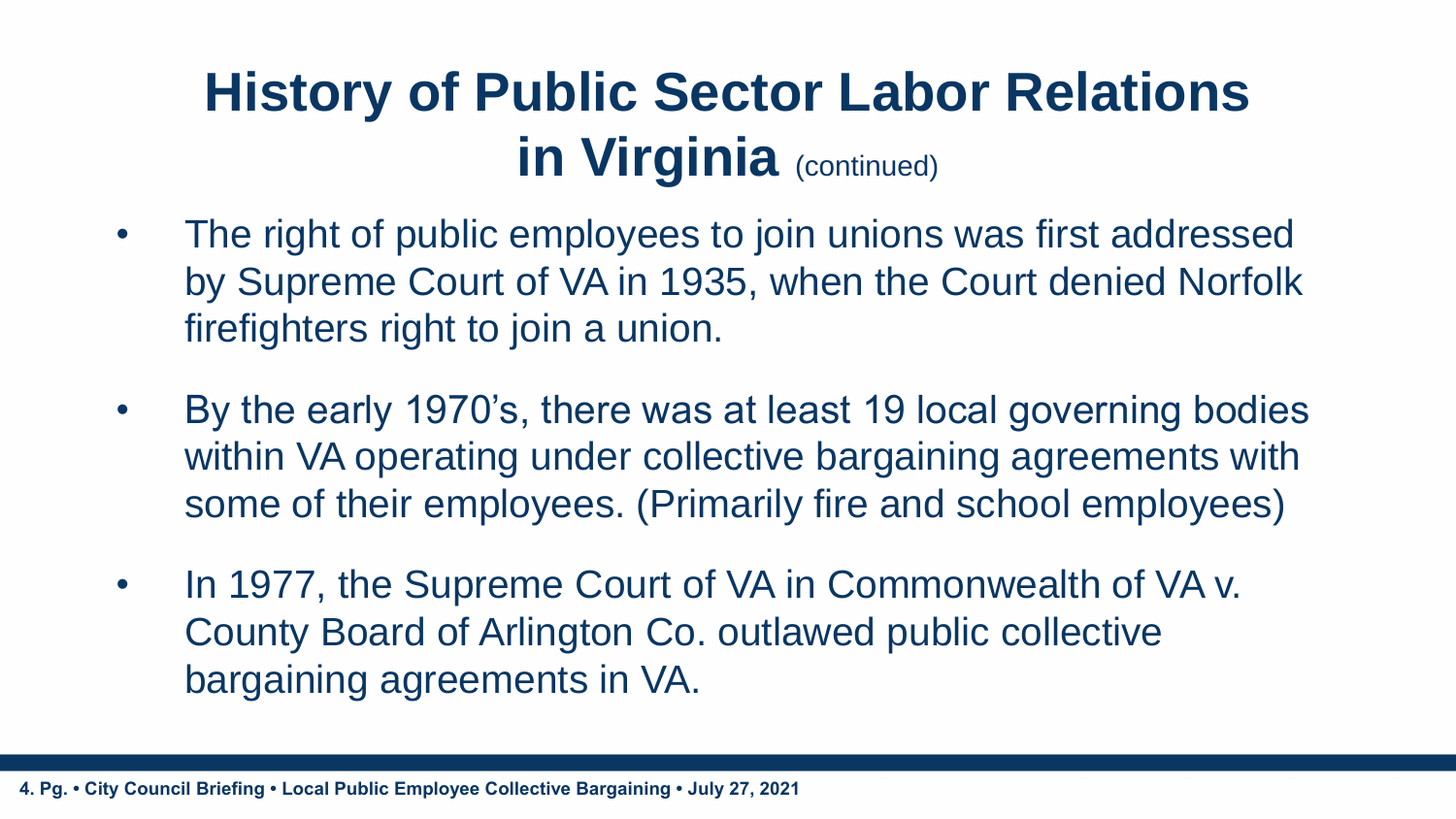# History of Public Sector Labor Relations in Virginia (continued)

- The right of public employees to join unions was first addressed by Supreme Court of VA in 1935, when the Court denied Norfolk firefighters right to join a union.
- By the early 1970's, there was at least 19 local governing bodies within VA operating under collective bargaining agreements with some of their employees. (Primarily fire and school employees)
- In 1977, the Supreme Court of VA in Commonwealth of VA v. County Board of Arlington Co. outlawed public collective bargaining agreements in VA.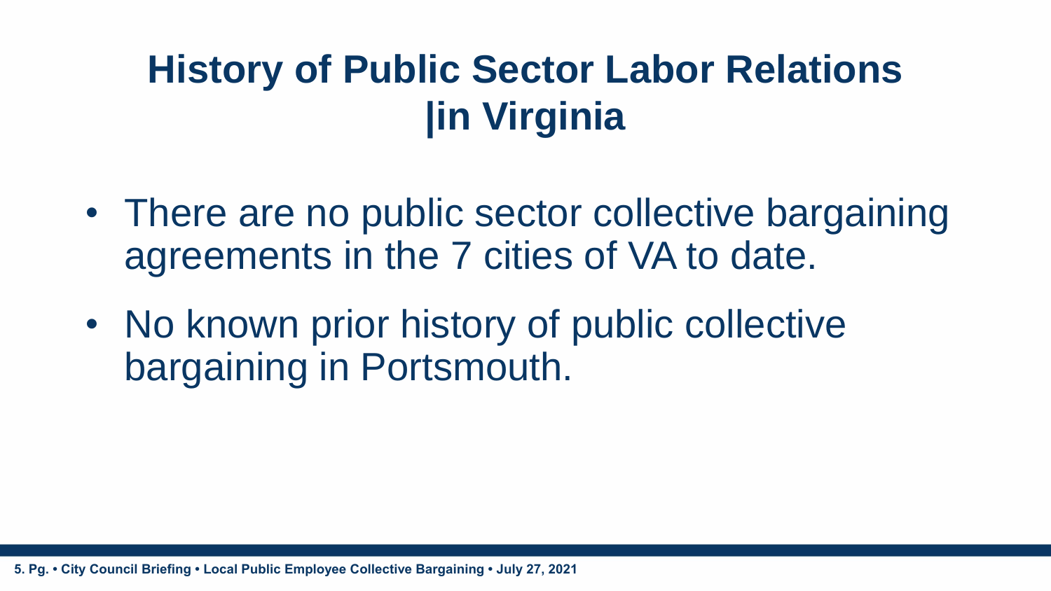# History of Public Sector Labor Relations |in Virginia

- There are no public sector collective bargaining agreements in the 7 cities of VA to date.
- No known prior history of public collective bargaining in Portsmouth.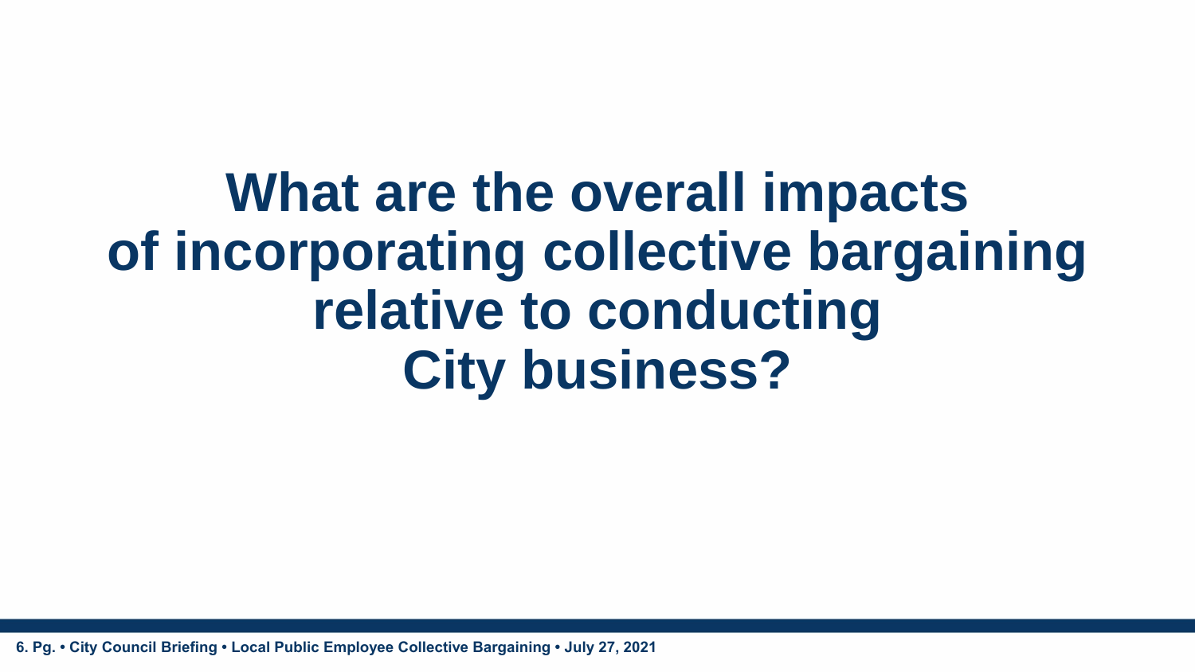# What are the overall impacts of incorporating collective bargaining relative to conducting City business?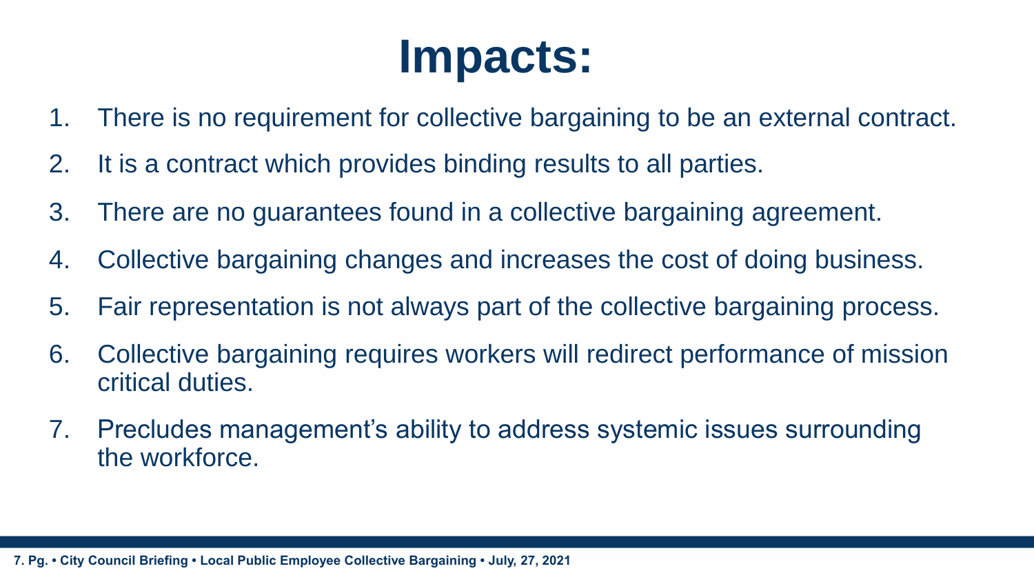# Impacts:

1. There is no requirement for collective bargaining to be an external contract.
2. It is a contract which provides binding results to all parties.
3. There are no guarantees found in a collective bargaining agreement.
4. Collective bargaining changes and increases the cost of doing business.
5. Fair representation is not always part of the collective bargaining process.
6. Collective bargaining requires workers will redirect performance of mission critical duties.
7. Precludes management's ability to address systemic issues surrounding the workforce.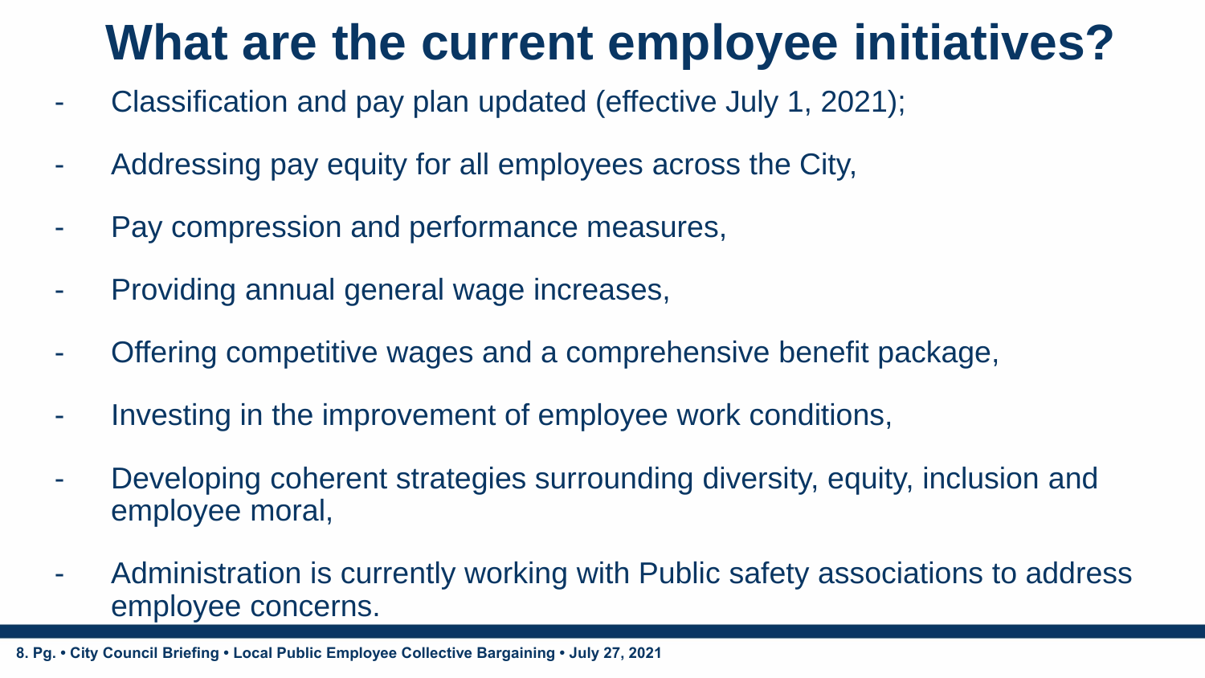# What are the current employee initiatives?

- Classification and pay plan updated (effective July 1, 2021);
- Addressing pay equity for all employees across the City,
- Pay compression and performance measures,
- Providing annual general wage increases,
- Offering competitive wages and a comprehensive benefit package,
- Investing in the improvement of employee work conditions,
- Developing coherent strategies surrounding diversity, equity, inclusion and employee moral,
- Administration is currently working with Public safety associations to address employee concerns.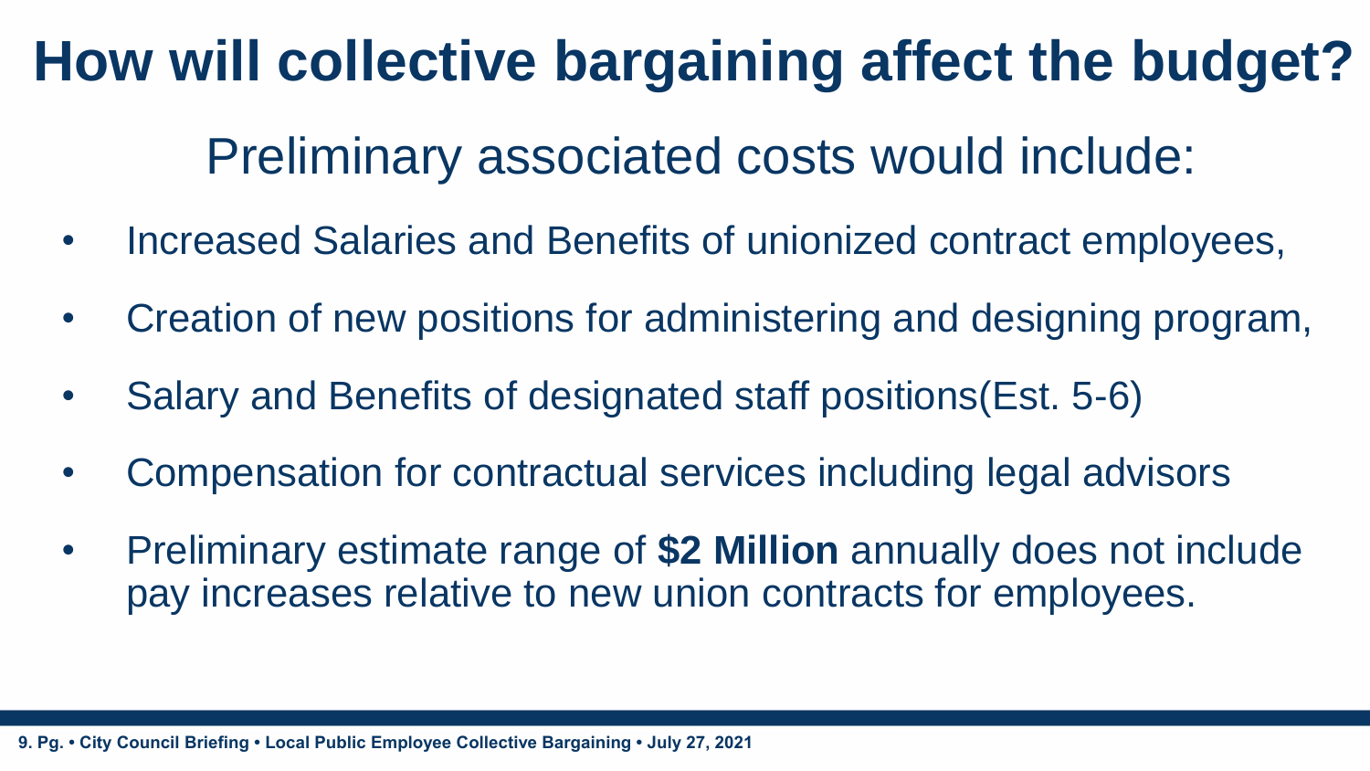# How will collective bargaining affect the budget?

## Preliminary associated costs would include:

- Increased Salaries and Benefits of unionized contract employees,
- Creation of new positions for administering and designing program,
- Salary and Benefits of designated staff positions(Est. 5-6)
- Compensation for contractual services including legal advisors
- Preliminary estimate range of **$2 Million** annually does not include pay increases relative to new union contracts for employees.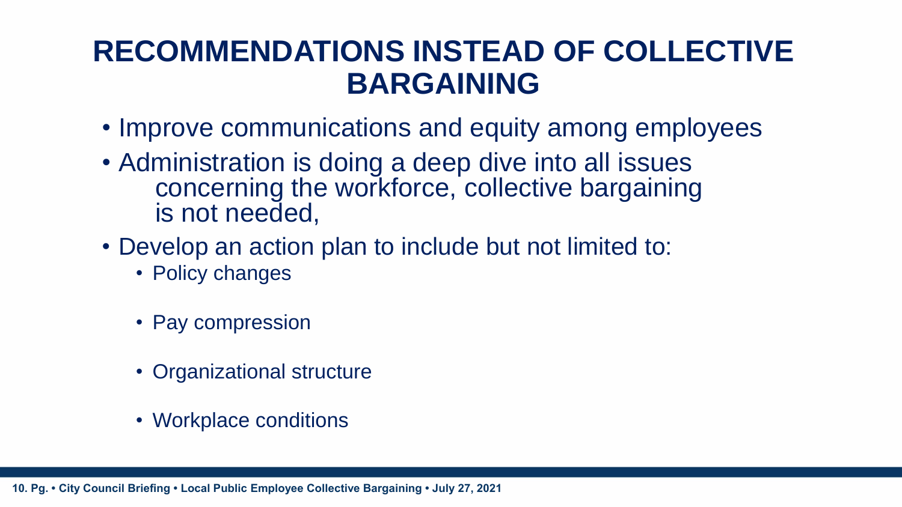# RECOMMENDATIONS INSTEAD OF COLLECTIVE BARGAINING

- Improve communications and equity among employees
- Administration is doing a deep dive into all issues concerning the workforce, collective bargaining is not needed,
- Develop an action plan to include but not limited to:
  - Policy changes
  - Pay compression
  - Organizational structure
  - Workplace conditions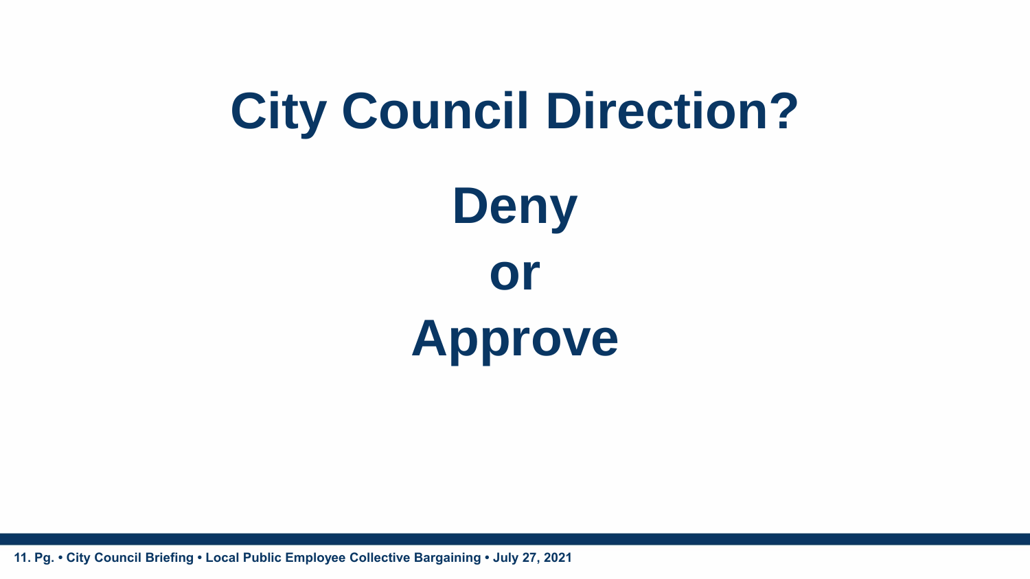# City Council Direction?

## Deny

## or

## Approve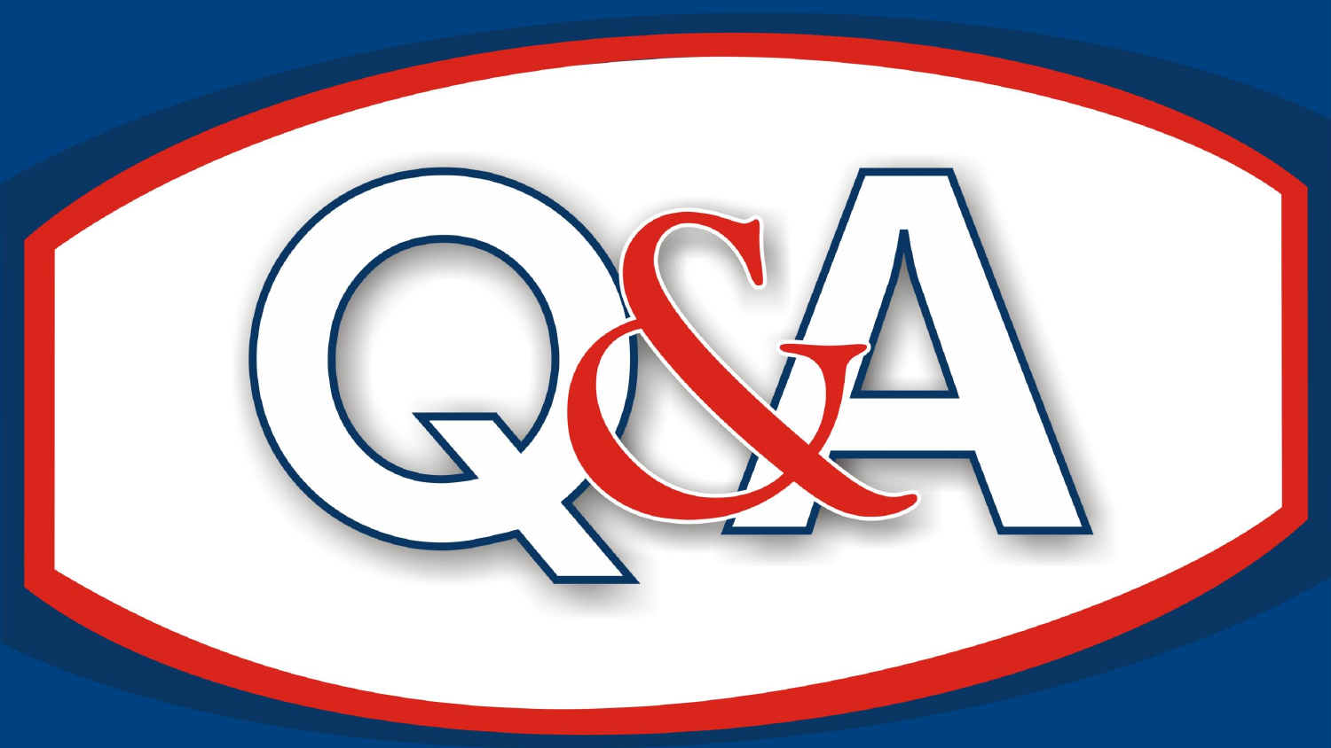# Q&A